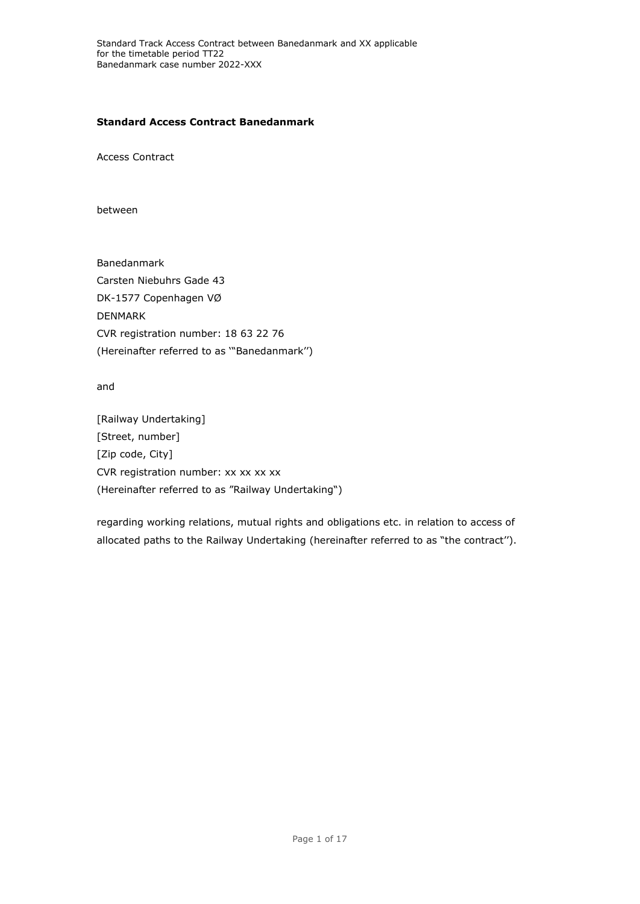**Standard Access Contract Banedanmark**

Access Contract

between

Banedanmark
Carsten Niebuhrs Gade 43
DK-1577 Copenhagen VØ
DENMARK
CVR registration number: 18 63 22 76
(Hereinafter referred to as '"Banedanmark'')

and

[Railway Undertaking]
[Street, number]
[Zip code, City]
CVR registration number: xx xx xx xx
(Hereinafter referred to as ”Railway Undertaking“)

regarding working relations, mutual rights and obligations etc. in relation to access of allocated paths to the Railway Undertaking (hereinafter referred to as “the contract'').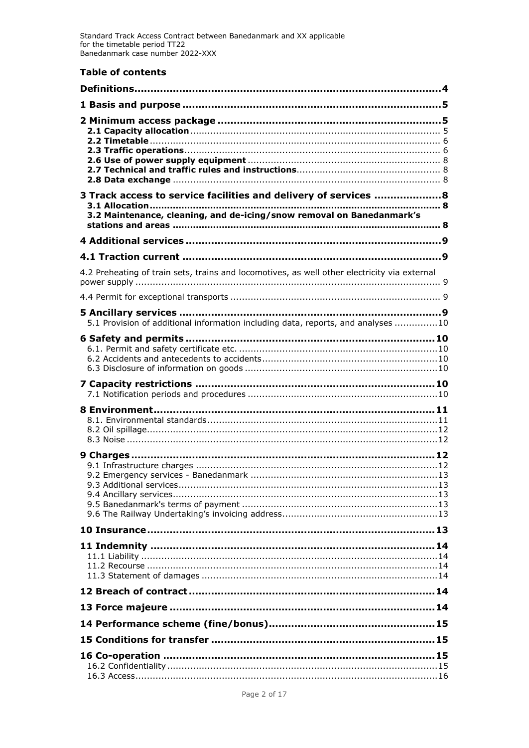## Table of contents

| | |
|---|---|
| **Definitions** | **4** |
| **1 Basis and purpose** | **5** |
| **2 Minimum access package** | **5** |
| **2.1 Capacity allocation** | 5 |
| **2.2 Timetable** | 6 |
| **2.3 Traffic operations** | 6 |
| **2.6 Use of power supply equipment** | 8 |
| **2.7 Technical and traffic rules and instructions** | 8 |
| **2.8 Data exchange** | 8 |
| **3 Track access to service facilities and delivery of services** | **8** |
| **3.1 Allocation** | **8** |
| **3.2 Maintenance, cleaning, and de-icing/snow removal on Banedanmark's stations and areas** | **8** |
| **4 Additional services** | **9** |
| **4.1 Traction current** | **9** |
| 4.2 Preheating of train sets, trains and locomotives, as well other electricity via external power supply | 9 |
| 4.4 Permit for exceptional transports | 9 |
| **5 Ancillary services** | **9** |
| 5.1 Provision of additional information including data, reports, and analyses | 10 |
| **6 Safety and permits** | **10** |
| 6.1. Permit and safety certificate etc. | 10 |
| 6.2 Accidents and antecedents to accidents | 10 |
| 6.3 Disclosure of information on goods | 10 |
| **7 Capacity restrictions** | **10** |
| 7.1 Notification periods and procedures | 10 |
| **8 Environment** | **11** |
| 8.1. Environmental standards | 11 |
| 8.2 Oil spillage | 12 |
| 8.3 Noise | 12 |
| **9 Charges** | **12** |
| 9.1 Infrastructure charges | 12 |
| 9.2 Emergency services - Banedanmark | 13 |
| 9.3 Additional services | 13 |
| 9.4 Ancillary services | 13 |
| 9.5 Banedanmark's terms of payment | 13 |
| 9.6 The Railway Undertaking's invoicing address | 13 |
| **10 Insurance** | **13** |
| **11 Indemnity** | **14** |
| 11.1 Liability | 14 |
| 11.2 Recourse | 14 |
| 11.3 Statement of damages | 14 |
| **12 Breach of contract** | **14** |
| **13 Force majeure** | **14** |
| **14 Performance scheme (fine/bonus)** | **15** |
| **15 Conditions for transfer** | **15** |
| **16 Co-operation** | **15** |
| 16.2 Confidentiality | 15 |
| 16.3 Access | 16 |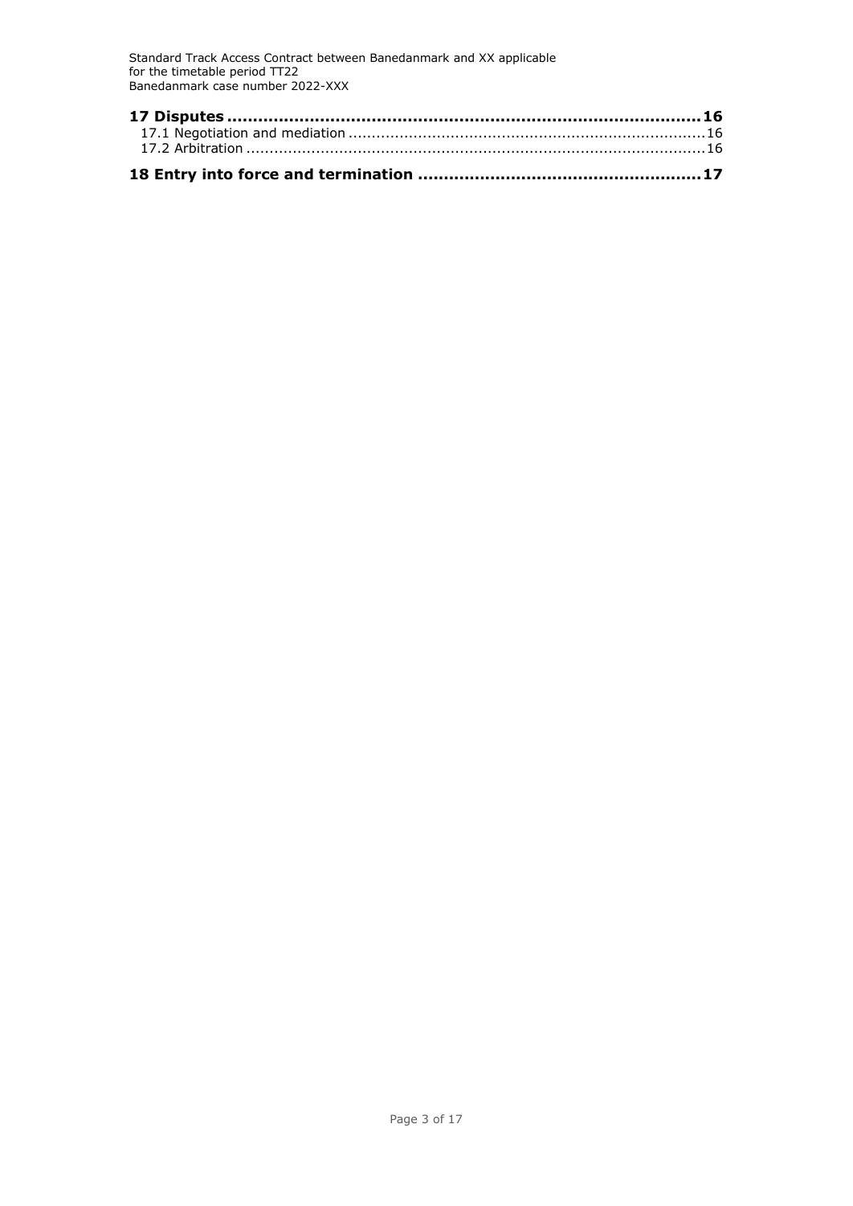**17 Disputes ........................................................................................16**

17.1 Negotiation and mediation ............................................................................16

17.2 Arbitration ..................................................................................................16

**18 Entry into force and termination ......................................................17**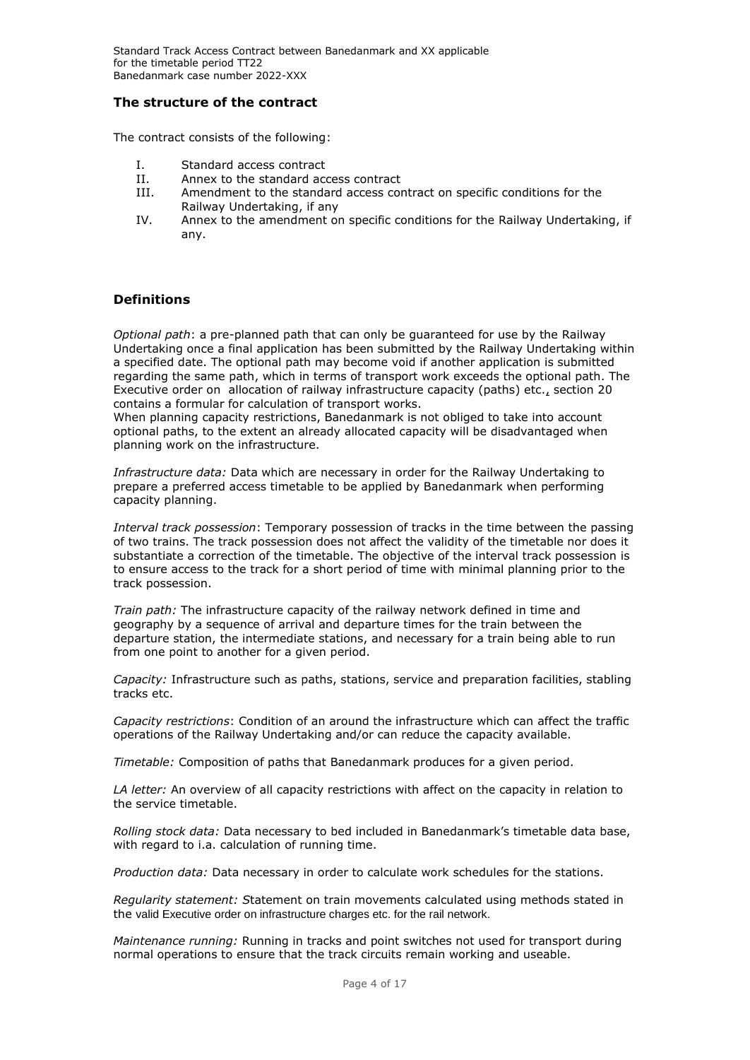## The structure of the contract

The contract consists of the following:

I. Standard access contract
II. Annex to the standard access contract
III. Amendment to the standard access contract on specific conditions for the Railway Undertaking, if any
IV. Annex to the amendment on specific conditions for the Railway Undertaking, if any.

## Definitions

*Optional path*: a pre-planned path that can only be guaranteed for use by the Railway Undertaking once a final application has been submitted by the Railway Undertaking within a specified date. The optional path may become void if another application is submitted regarding the same path, which in terms of transport work exceeds the optional path. The Executive order on allocation of railway infrastructure capacity (paths) etc., section 20 contains a formular for calculation of transport works.
When planning capacity restrictions, Banedanmark is not obliged to take into account optional paths, to the extent an already allocated capacity will be disadvantaged when planning work on the infrastructure.

*Infrastructure data:* Data which are necessary in order for the Railway Undertaking to prepare a preferred access timetable to be applied by Banedanmark when performing capacity planning.

*Interval track possession*: Temporary possession of tracks in the time between the passing of two trains. The track possession does not affect the validity of the timetable nor does it substantiate a correction of the timetable. The objective of the interval track possession is to ensure access to the track for a short period of time with minimal planning prior to the track possession.

*Train path:* The infrastructure capacity of the railway network defined in time and geography by a sequence of arrival and departure times for the train between the departure station, the intermediate stations, and necessary for a train being able to run from one point to another for a given period.

*Capacity:* Infrastructure such as paths, stations, service and preparation facilities, stabling tracks etc.

*Capacity restrictions*: Condition of an around the infrastructure which can affect the traffic operations of the Railway Undertaking and/or can reduce the capacity available.

*Timetable:* Composition of paths that Banedanmark produces for a given period.

*LA letter:* An overview of all capacity restrictions with affect on the capacity in relation to the service timetable.

*Rolling stock data:* Data necessary to bed included in Banedanmark's timetable data base, with regard to i.a. calculation of running time.

*Production data:* Data necessary in order to calculate work schedules for the stations.

*Regularity statement: S*tatement on train movements calculated using methods stated in the valid Executive order on infrastructure charges etc. for the rail network.

*Maintenance running:* Running in tracks and point switches not used for transport during normal operations to ensure that the track circuits remain working and useable.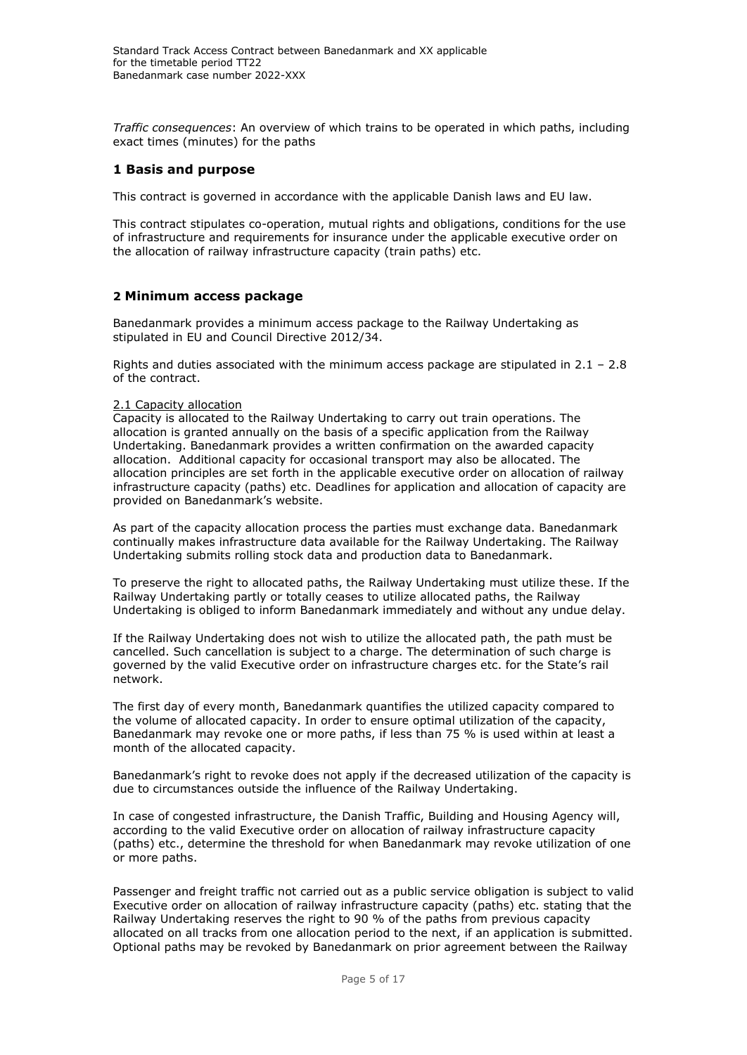*Traffic consequences*: An overview of which trains to be operated in which paths, including exact times (minutes) for the paths

## 1 Basis and purpose

This contract is governed in accordance with the applicable Danish laws and EU law.

This contract stipulates co-operation, mutual rights and obligations, conditions for the use of infrastructure and requirements for insurance under the applicable executive order on the allocation of railway infrastructure capacity (train paths) etc.

## 2 Minimum access package

Banedanmark provides a minimum access package to the Railway Undertaking as stipulated in EU and Council Directive 2012/34.

Rights and duties associated with the minimum access package are stipulated in 2.1 – 2.8 of the contract.

2.1 Capacity allocation

Capacity is allocated to the Railway Undertaking to carry out train operations. The allocation is granted annually on the basis of a specific application from the Railway Undertaking. Banedanmark provides a written confirmation on the awarded capacity allocation. Additional capacity for occasional transport may also be allocated. The allocation principles are set forth in the applicable executive order on allocation of railway infrastructure capacity (paths) etc. Deadlines for application and allocation of capacity are provided on Banedanmark's website.

As part of the capacity allocation process the parties must exchange data. Banedanmark continually makes infrastructure data available for the Railway Undertaking. The Railway Undertaking submits rolling stock data and production data to Banedanmark.

To preserve the right to allocated paths, the Railway Undertaking must utilize these. If the Railway Undertaking partly or totally ceases to utilize allocated paths, the Railway Undertaking is obliged to inform Banedanmark immediately and without any undue delay.

If the Railway Undertaking does not wish to utilize the allocated path, the path must be cancelled. Such cancellation is subject to a charge. The determination of such charge is governed by the valid Executive order on infrastructure charges etc. for the State's rail network.

The first day of every month, Banedanmark quantifies the utilized capacity compared to the volume of allocated capacity. In order to ensure optimal utilization of the capacity, Banedanmark may revoke one or more paths, if less than 75 % is used within at least a month of the allocated capacity.

Banedanmark's right to revoke does not apply if the decreased utilization of the capacity is due to circumstances outside the influence of the Railway Undertaking.

In case of congested infrastructure, the Danish Traffic, Building and Housing Agency will, according to the valid Executive order on allocation of railway infrastructure capacity (paths) etc., determine the threshold for when Banedanmark may revoke utilization of one or more paths.

Passenger and freight traffic not carried out as a public service obligation is subject to valid Executive order on allocation of railway infrastructure capacity (paths) etc. stating that the Railway Undertaking reserves the right to 90 % of the paths from previous capacity allocated on all tracks from one allocation period to the next, if an application is submitted. Optional paths may be revoked by Banedanmark on prior agreement between the Railway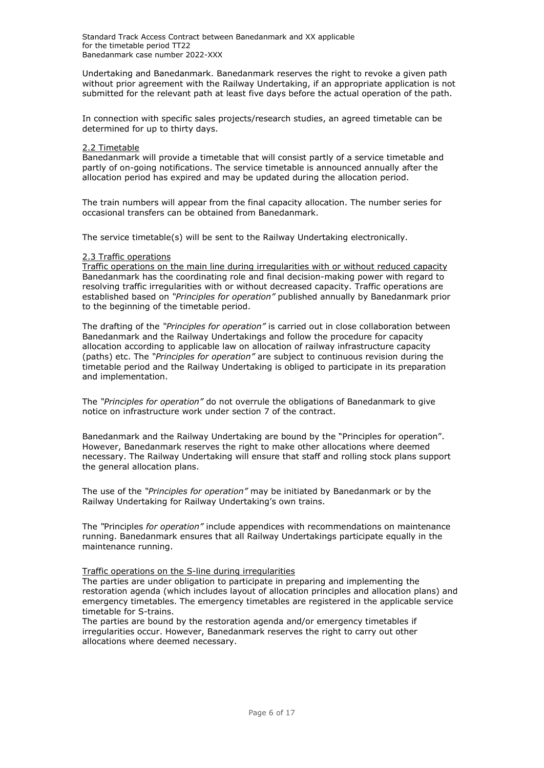Undertaking and Banedanmark. Banedanmark reserves the right to revoke a given path without prior agreement with the Railway Undertaking, if an appropriate application is not submitted for the relevant path at least five days before the actual operation of the path.

In connection with specific sales projects/research studies, an agreed timetable can be determined for up to thirty days.

### 2.2 Timetable

Banedanmark will provide a timetable that will consist partly of a service timetable and partly of on-going notifications. The service timetable is announced annually after the allocation period has expired and may be updated during the allocation period.

The train numbers will appear from the final capacity allocation. The number series for occasional transfers can be obtained from Banedanmark.

The service timetable(s) will be sent to the Railway Undertaking electronically.

### 2.3 Traffic operations

#### Traffic operations on the main line during irregularities with or without reduced capacity

Banedanmark has the coordinating role and final decision-making power with regard to resolving traffic irregularities with or without decreased capacity. Traffic operations are established based on *"Principles for operation"* published annually by Banedanmark prior to the beginning of the timetable period.

The drafting of the *"Principles for operation"* is carried out in close collaboration between Banedanmark and the Railway Undertakings and follow the procedure for capacity allocation according to applicable law on allocation of railway infrastructure capacity (paths) etc. The *"Principles for operation"* are subject to continuous revision during the timetable period and the Railway Undertaking is obliged to participate in its preparation and implementation.

The *"Principles for operation"* do not overrule the obligations of Banedanmark to give notice on infrastructure work under section 7 of the contract.

Banedanmark and the Railway Undertaking are bound by the "Principles for operation". However, Banedanmark reserves the right to make other allocations where deemed necessary. The Railway Undertaking will ensure that staff and rolling stock plans support the general allocation plans.

The use of the *"Principles for operation"* may be initiated by Banedanmark or by the Railway Undertaking for Railway Undertaking's own trains.

The "Principles *for operation"* include appendices with recommendations on maintenance running. Banedanmark ensures that all Railway Undertakings participate equally in the maintenance running.

#### Traffic operations on the S-line during irregularities

The parties are under obligation to participate in preparing and implementing the restoration agenda (which includes layout of allocation principles and allocation plans) and emergency timetables. The emergency timetables are registered in the applicable service timetable for S-trains.

The parties are bound by the restoration agenda and/or emergency timetables if irregularities occur. However, Banedanmark reserves the right to carry out other allocations where deemed necessary.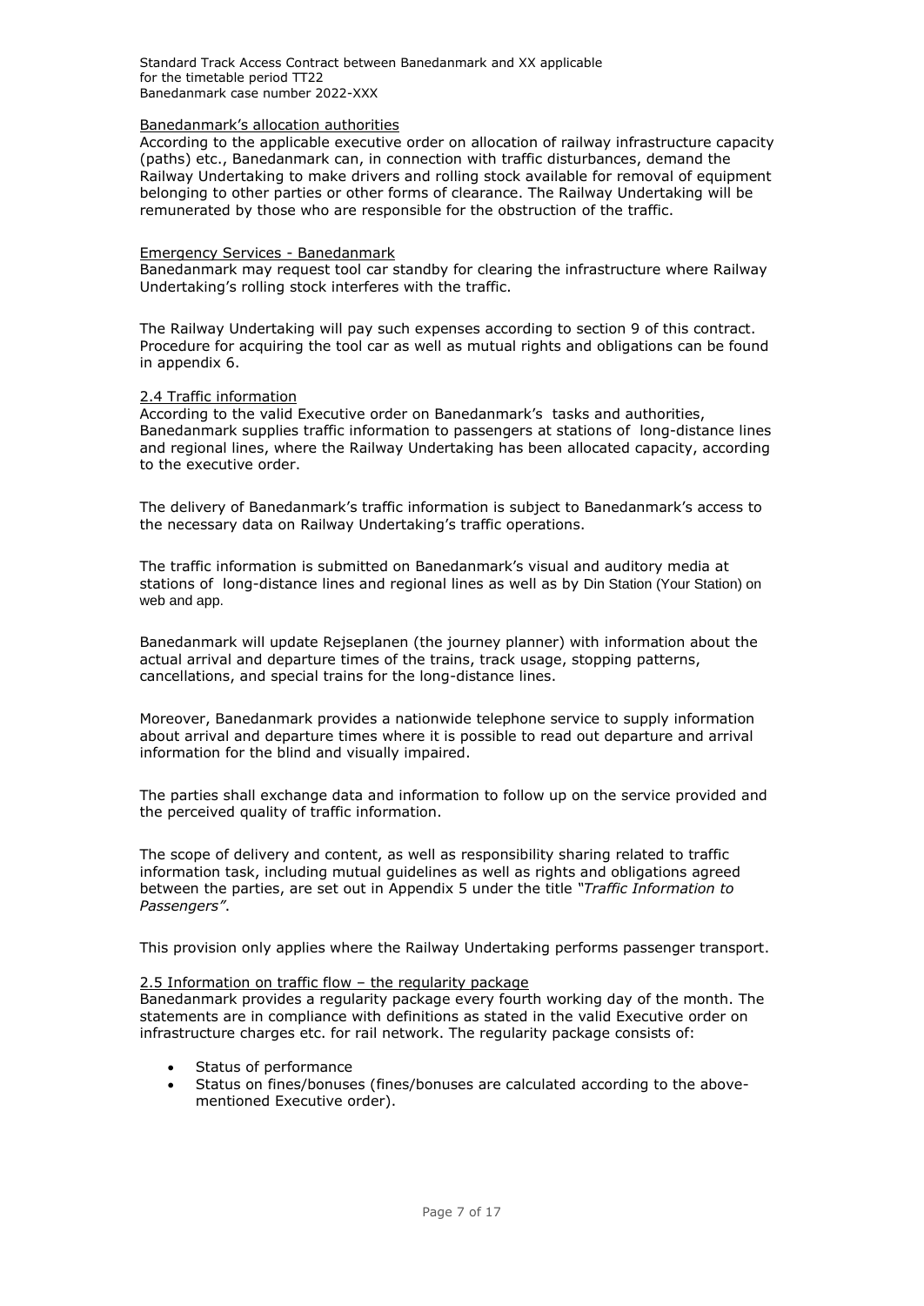Banedanmark's allocation authorities

According to the applicable executive order on allocation of railway infrastructure capacity (paths) etc., Banedanmark can, in connection with traffic disturbances, demand the Railway Undertaking to make drivers and rolling stock available for removal of equipment belonging to other parties or other forms of clearance. The Railway Undertaking will be remunerated by those who are responsible for the obstruction of the traffic.

Emergency Services - Banedanmark

Banedanmark may request tool car standby for clearing the infrastructure where Railway Undertaking's rolling stock interferes with the traffic.

The Railway Undertaking will pay such expenses according to section 9 of this contract. Procedure for acquiring the tool car as well as mutual rights and obligations can be found in appendix 6.

## 2.4 Traffic information

According to the valid Executive order on Banedanmark's tasks and authorities, Banedanmark supplies traffic information to passengers at stations of long-distance lines and regional lines, where the Railway Undertaking has been allocated capacity, according to the executive order.

The delivery of Banedanmark's traffic information is subject to Banedanmark's access to the necessary data on Railway Undertaking's traffic operations.

The traffic information is submitted on Banedanmark's visual and auditory media at stations of long-distance lines and regional lines as well as by Din Station (Your Station) on web and app.

Banedanmark will update Rejseplanen (the journey planner) with information about the actual arrival and departure times of the trains, track usage, stopping patterns, cancellations, and special trains for the long-distance lines.

Moreover, Banedanmark provides a nationwide telephone service to supply information about arrival and departure times where it is possible to read out departure and arrival information for the blind and visually impaired.

The parties shall exchange data and information to follow up on the service provided and the perceived quality of traffic information.

The scope of delivery and content, as well as responsibility sharing related to traffic information task, including mutual guidelines as well as rights and obligations agreed between the parties, are set out in Appendix 5 under the title *"Traffic Information to Passengers"*.

This provision only applies where the Railway Undertaking performs passenger transport.

## 2.5 Information on traffic flow – the regularity package

Banedanmark provides a regularity package every fourth working day of the month. The statements are in compliance with definitions as stated in the valid Executive order on infrastructure charges etc. for rail network. The regularity package consists of:

- Status of performance
- Status on fines/bonuses (fines/bonuses are calculated according to the above-mentioned Executive order).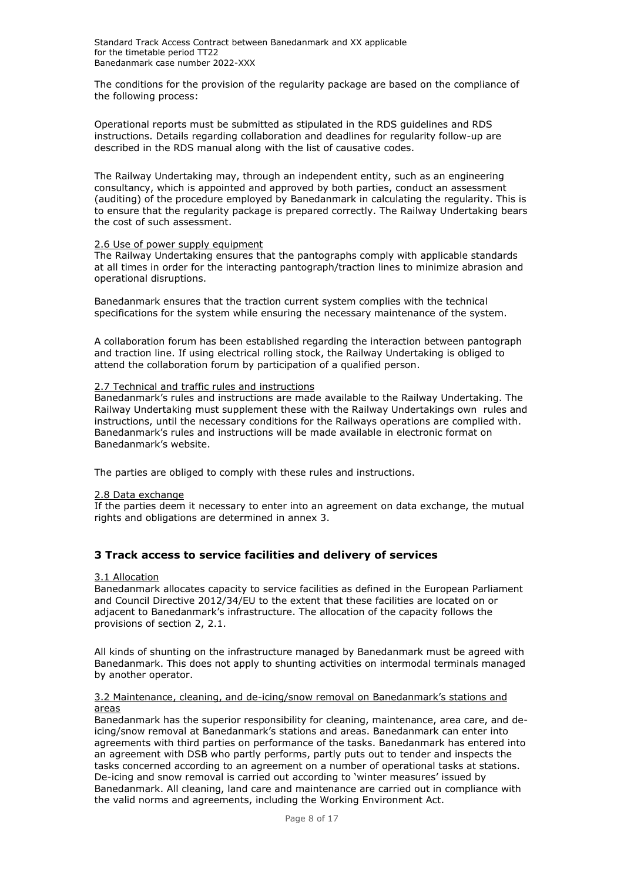The conditions for the provision of the regularity package are based on the compliance of the following process:

Operational reports must be submitted as stipulated in the RDS guidelines and RDS instructions. Details regarding collaboration and deadlines for regularity follow-up are described in the RDS manual along with the list of causative codes.

The Railway Undertaking may, through an independent entity, such as an engineering consultancy, which is appointed and approved by both parties, conduct an assessment (auditing) of the procedure employed by Banedanmark in calculating the regularity. This is to ensure that the regularity package is prepared correctly. The Railway Undertaking bears the cost of such assessment.

2.6 Use of power supply equipment

The Railway Undertaking ensures that the pantographs comply with applicable standards at all times in order for the interacting pantograph/traction lines to minimize abrasion and operational disruptions.

Banedanmark ensures that the traction current system complies with the technical specifications for the system while ensuring the necessary maintenance of the system.

A collaboration forum has been established regarding the interaction between pantograph and traction line. If using electrical rolling stock, the Railway Undertaking is obliged to attend the collaboration forum by participation of a qualified person.

2.7 Technical and traffic rules and instructions

Banedanmark's rules and instructions are made available to the Railway Undertaking. The Railway Undertaking must supplement these with the Railway Undertakings own rules and instructions, until the necessary conditions for the Railways operations are complied with. Banedanmark's rules and instructions will be made available in electronic format on Banedanmark's website.

The parties are obliged to comply with these rules and instructions.

2.8 Data exchange

If the parties deem it necessary to enter into an agreement on data exchange, the mutual rights and obligations are determined in annex 3.

## 3 Track access to service facilities and delivery of services

3.1 Allocation

Banedanmark allocates capacity to service facilities as defined in the European Parliament and Council Directive 2012/34/EU to the extent that these facilities are located on or adjacent to Banedanmark's infrastructure. The allocation of the capacity follows the provisions of section 2, 2.1.

All kinds of shunting on the infrastructure managed by Banedanmark must be agreed with Banedanmark. This does not apply to shunting activities on intermodal terminals managed by another operator.

3.2 Maintenance, cleaning, and de-icing/snow removal on Banedanmark's stations and areas

Banedanmark has the superior responsibility for cleaning, maintenance, area care, and de-icing/snow removal at Banedanmark's stations and areas. Banedanmark can enter into agreements with third parties on performance of the tasks. Banedanmark has entered into an agreement with DSB who partly performs, partly puts out to tender and inspects the tasks concerned according to an agreement on a number of operational tasks at stations. De-icing and snow removal is carried out according to 'winter measures' issued by Banedanmark. All cleaning, land care and maintenance are carried out in compliance with the valid norms and agreements, including the Working Environment Act.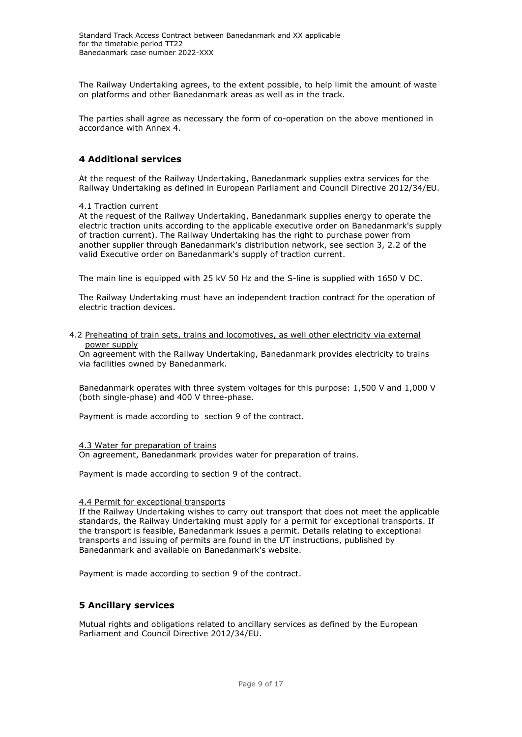The Railway Undertaking agrees, to the extent possible, to help limit the amount of waste on platforms and other Banedanmark areas as well as in the track.

The parties shall agree as necessary the form of co-operation on the above mentioned in accordance with Annex 4.

## 4 Additional services

At the request of the Railway Undertaking, Banedanmark supplies extra services for the Railway Undertaking as defined in European Parliament and Council Directive 2012/34/EU.

### 4.1 Traction current

At the request of the Railway Undertaking, Banedanmark supplies energy to operate the electric traction units according to the applicable executive order on Banedanmark's supply of traction current). The Railway Undertaking has the right to purchase power from another supplier through Banedanmark's distribution network, see section 3, 2.2 of the valid Executive order on Banedanmark's supply of traction current.

The main line is equipped with 25 kV 50 Hz and the S-line is supplied with 1650 V DC.

The Railway Undertaking must have an independent traction contract for the operation of electric traction devices.

### 4.2 Preheating of train sets, trains and locomotives, as well other electricity via external power supply

On agreement with the Railway Undertaking, Banedanmark provides electricity to trains via facilities owned by Banedanmark.

Banedanmark operates with three system voltages for this purpose: 1,500 V and 1,000 V (both single-phase) and 400 V three-phase.

Payment is made according to section 9 of the contract.

### 4.3 Water for preparation of trains

On agreement, Banedanmark provides water for preparation of trains.

Payment is made according to section 9 of the contract.

### 4.4 Permit for exceptional transports

If the Railway Undertaking wishes to carry out transport that does not meet the applicable standards, the Railway Undertaking must apply for a permit for exceptional transports. If the transport is feasible, Banedanmark issues a permit. Details relating to exceptional transports and issuing of permits are found in the UT instructions, published by Banedanmark and available on Banedanmark's website.

Payment is made according to section 9 of the contract.

## 5 Ancillary services

Mutual rights and obligations related to ancillary services as defined by the European Parliament and Council Directive 2012/34/EU.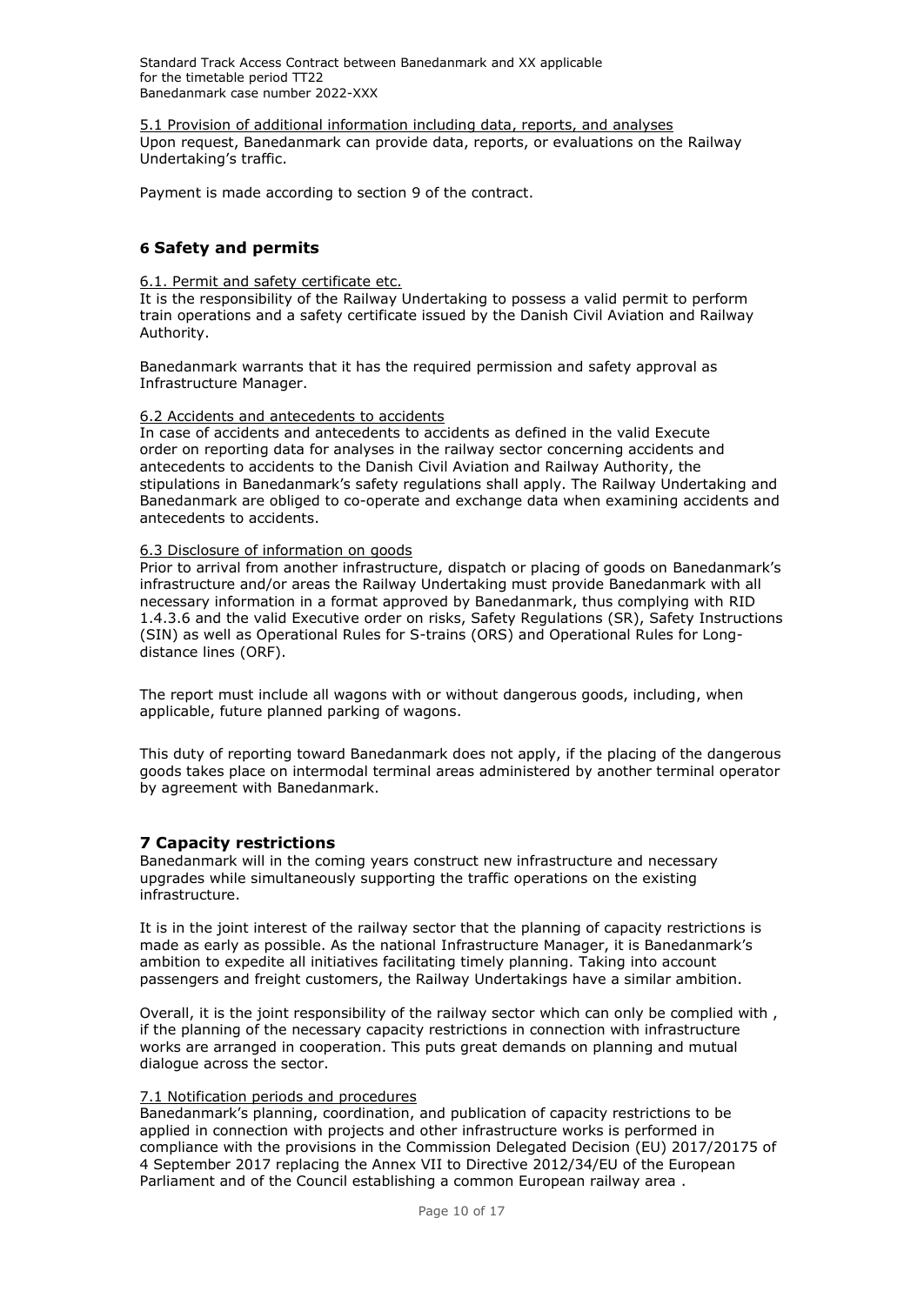5.1 Provision of additional information including data, reports, and analyses
Upon request, Banedanmark can provide data, reports, or evaluations on the Railway Undertaking's traffic.

Payment is made according to section 9 of the contract.

## 6 Safety and permits

6.1. Permit and safety certificate etc.
It is the responsibility of the Railway Undertaking to possess a valid permit to perform train operations and a safety certificate issued by the Danish Civil Aviation and Railway Authority.

Banedanmark warrants that it has the required permission and safety approval as Infrastructure Manager.

6.2 Accidents and antecedents to accidents
In case of accidents and antecedents to accidents as defined in the valid Execute order on reporting data for analyses in the railway sector concerning accidents and antecedents to accidents to the Danish Civil Aviation and Railway Authority, the stipulations in Banedanmark's safety regulations shall apply. The Railway Undertaking and Banedanmark are obliged to co-operate and exchange data when examining accidents and antecedents to accidents.

6.3 Disclosure of information on goods
Prior to arrival from another infrastructure, dispatch or placing of goods on Banedanmark's infrastructure and/or areas the Railway Undertaking must provide Banedanmark with all necessary information in a format approved by Banedanmark, thus complying with RID 1.4.3.6 and the valid Executive order on risks, Safety Regulations (SR), Safety Instructions (SIN) as well as Operational Rules for S-trains (ORS) and Operational Rules for Long-distance lines (ORF).

The report must include all wagons with or without dangerous goods, including, when applicable, future planned parking of wagons.

This duty of reporting toward Banedanmark does not apply, if the placing of the dangerous goods takes place on intermodal terminal areas administered by another terminal operator by agreement with Banedanmark.

## 7 Capacity restrictions

Banedanmark will in the coming years construct new infrastructure and necessary upgrades while simultaneously supporting the traffic operations on the existing infrastructure.

It is in the joint interest of the railway sector that the planning of capacity restrictions is made as early as possible. As the national Infrastructure Manager, it is Banedanmark's ambition to expedite all initiatives facilitating timely planning. Taking into account passengers and freight customers, the Railway Undertakings have a similar ambition.

Overall, it is the joint responsibility of the railway sector which can only be complied with , if the planning of the necessary capacity restrictions in connection with infrastructure works are arranged in cooperation. This puts great demands on planning and mutual dialogue across the sector.

7.1 Notification periods and procedures
Banedanmark's planning, coordination, and publication of capacity restrictions to be applied in connection with projects and other infrastructure works is performed in compliance with the provisions in the Commission Delegated Decision (EU) 2017/20175 of 4 September 2017 replacing the Annex VII to Directive 2012/34/EU of the European Parliament and of the Council establishing a common European railway area .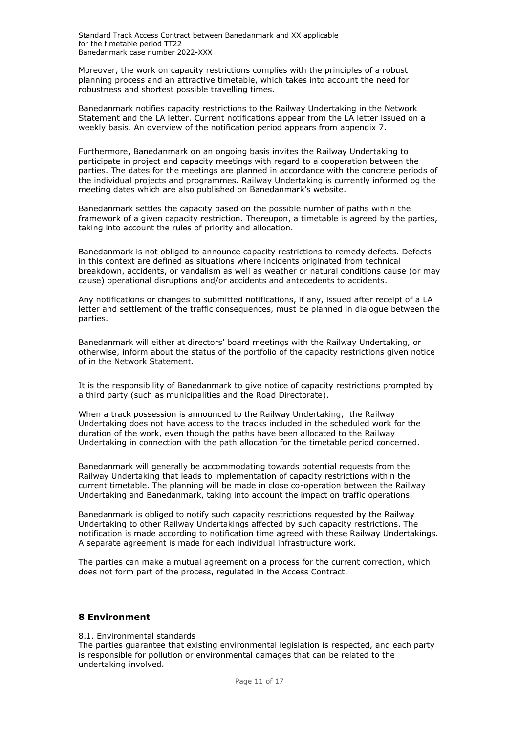Moreover, the work on capacity restrictions complies with the principles of a robust planning process and an attractive timetable, which takes into account the need for robustness and shortest possible travelling times.

Banedanmark notifies capacity restrictions to the Railway Undertaking in the Network Statement and the LA letter. Current notifications appear from the LA letter issued on a weekly basis. An overview of the notification period appears from appendix 7.

Furthermore, Banedanmark on an ongoing basis invites the Railway Undertaking to participate in project and capacity meetings with regard to a cooperation between the parties. The dates for the meetings are planned in accordance with the concrete periods of the individual projects and programmes. Railway Undertaking is currently informed og the meeting dates which are also published on Banedanmark's website.

Banedanmark settles the capacity based on the possible number of paths within the framework of a given capacity restriction. Thereupon, a timetable is agreed by the parties, taking into account the rules of priority and allocation.

Banedanmark is not obliged to announce capacity restrictions to remedy defects. Defects in this context are defined as situations where incidents originated from technical breakdown, accidents, or vandalism as well as weather or natural conditions cause (or may cause) operational disruptions and/or accidents and antecedents to accidents.

Any notifications or changes to submitted notifications, if any, issued after receipt of a LA letter and settlement of the traffic consequences, must be planned in dialogue between the parties.

Banedanmark will either at directors' board meetings with the Railway Undertaking, or otherwise, inform about the status of the portfolio of the capacity restrictions given notice of in the Network Statement.

It is the responsibility of Banedanmark to give notice of capacity restrictions prompted by a third party (such as municipalities and the Road Directorate).

When a track possession is announced to the Railway Undertaking, the Railway Undertaking does not have access to the tracks included in the scheduled work for the duration of the work, even though the paths have been allocated to the Railway Undertaking in connection with the path allocation for the timetable period concerned.

Banedanmark will generally be accommodating towards potential requests from the Railway Undertaking that leads to implementation of capacity restrictions within the current timetable. The planning will be made in close co-operation between the Railway Undertaking and Banedanmark, taking into account the impact on traffic operations.

Banedanmark is obliged to notify such capacity restrictions requested by the Railway Undertaking to other Railway Undertakings affected by such capacity restrictions. The notification is made according to notification time agreed with these Railway Undertakings. A separate agreement is made for each individual infrastructure work.

The parties can make a mutual agreement on a process for the current correction, which does not form part of the process, regulated in the Access Contract.

## 8 Environment

### 8.1. Environmental standards

The parties guarantee that existing environmental legislation is respected, and each party is responsible for pollution or environmental damages that can be related to the undertaking involved.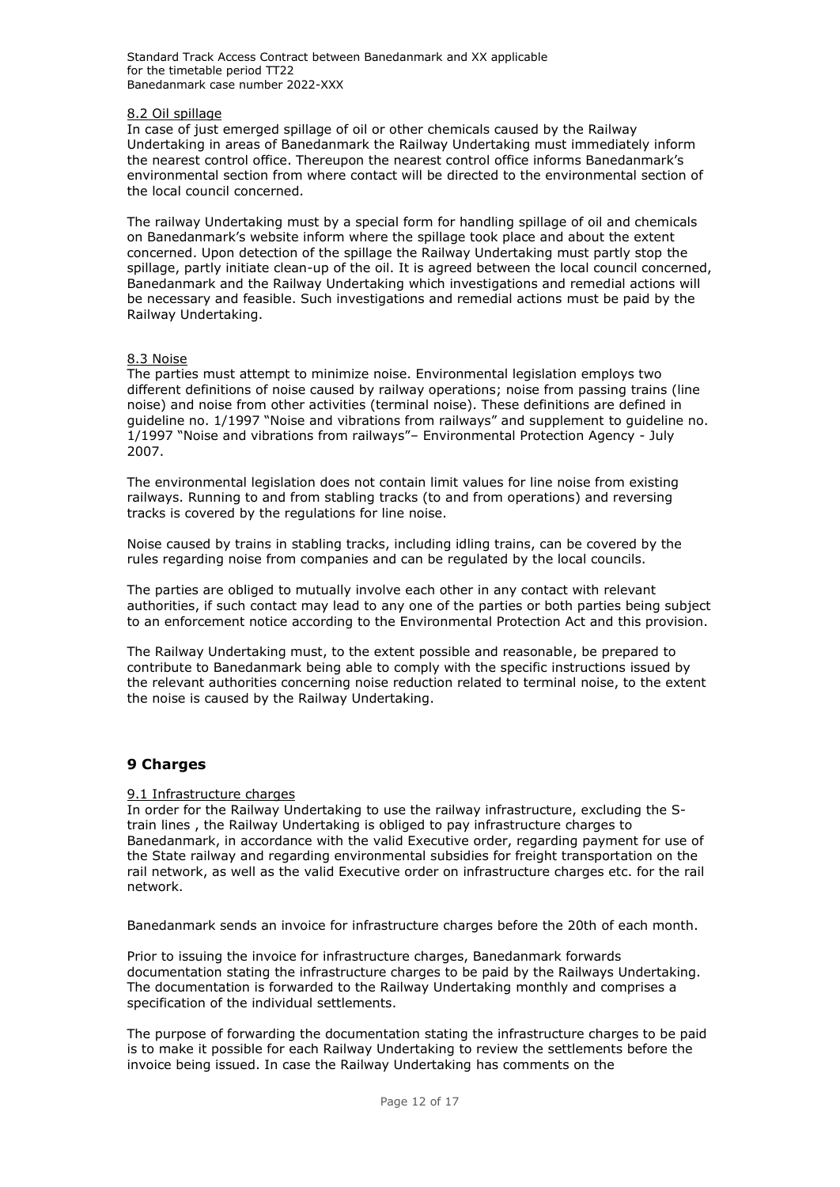#### 8.2 Oil spillage

In case of just emerged spillage of oil or other chemicals caused by the Railway Undertaking in areas of Banedanmark the Railway Undertaking must immediately inform the nearest control office. Thereupon the nearest control office informs Banedanmark's environmental section from where contact will be directed to the environmental section of the local council concerned.

The railway Undertaking must by a special form for handling spillage of oil and chemicals on Banedanmark's website inform where the spillage took place and about the extent concerned. Upon detection of the spillage the Railway Undertaking must partly stop the spillage, partly initiate clean-up of the oil. It is agreed between the local council concerned, Banedanmark and the Railway Undertaking which investigations and remedial actions will be necessary and feasible. Such investigations and remedial actions must be paid by the Railway Undertaking.

#### 8.3 Noise

The parties must attempt to minimize noise. Environmental legislation employs two different definitions of noise caused by railway operations; noise from passing trains (line noise) and noise from other activities (terminal noise). These definitions are defined in guideline no. 1/1997 "Noise and vibrations from railways" and supplement to guideline no. 1/1997 "Noise and vibrations from railways"– Environmental Protection Agency - July 2007.

The environmental legislation does not contain limit values for line noise from existing railways. Running to and from stabling tracks (to and from operations) and reversing tracks is covered by the regulations for line noise.

Noise caused by trains in stabling tracks, including idling trains, can be covered by the rules regarding noise from companies and can be regulated by the local councils.

The parties are obliged to mutually involve each other in any contact with relevant authorities, if such contact may lead to any one of the parties or both parties being subject to an enforcement notice according to the Environmental Protection Act and this provision.

The Railway Undertaking must, to the extent possible and reasonable, be prepared to contribute to Banedanmark being able to comply with the specific instructions issued by the relevant authorities concerning noise reduction related to terminal noise, to the extent the noise is caused by the Railway Undertaking.

## 9 Charges

#### 9.1 Infrastructure charges

In order for the Railway Undertaking to use the railway infrastructure, excluding the S-train lines , the Railway Undertaking is obliged to pay infrastructure charges to Banedanmark, in accordance with the valid Executive order, regarding payment for use of the State railway and regarding environmental subsidies for freight transportation on the rail network, as well as the valid Executive order on infrastructure charges etc. for the rail network.

Banedanmark sends an invoice for infrastructure charges before the 20th of each month.

Prior to issuing the invoice for infrastructure charges, Banedanmark forwards documentation stating the infrastructure charges to be paid by the Railways Undertaking. The documentation is forwarded to the Railway Undertaking monthly and comprises a specification of the individual settlements.

The purpose of forwarding the documentation stating the infrastructure charges to be paid is to make it possible for each Railway Undertaking to review the settlements before the invoice being issued. In case the Railway Undertaking has comments on the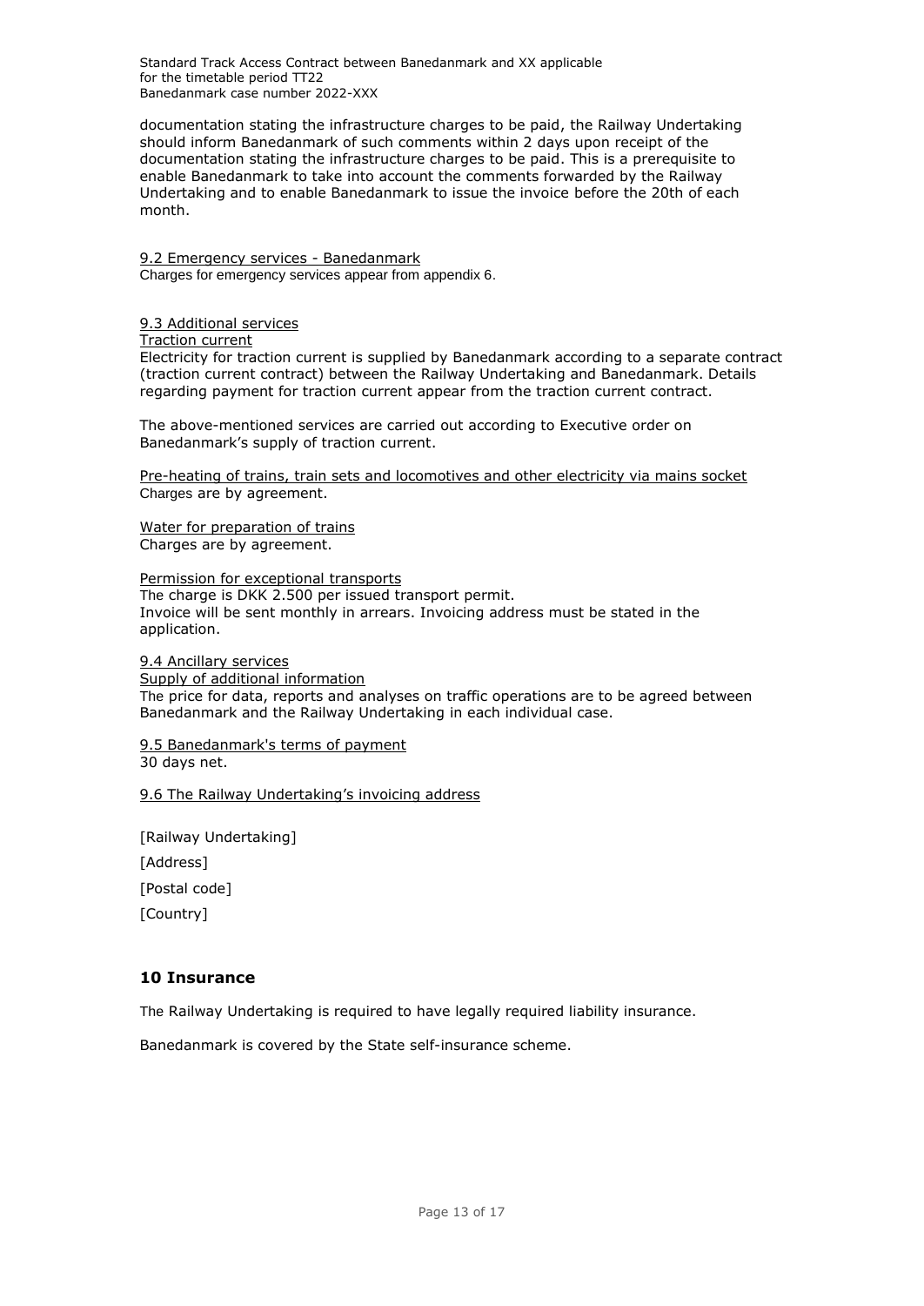documentation stating the infrastructure charges to be paid, the Railway Undertaking should inform Banedanmark of such comments within 2 days upon receipt of the documentation stating the infrastructure charges to be paid. This is a prerequisite to enable Banedanmark to take into account the comments forwarded by the Railway Undertaking and to enable Banedanmark to issue the invoice before the 20th of each month.

9.2 Emergency services - Banedanmark
Charges for emergency services appear from appendix 6.

9.3 Additional services
Traction current
Electricity for traction current is supplied by Banedanmark according to a separate contract (traction current contract) between the Railway Undertaking and Banedanmark. Details regarding payment for traction current appear from the traction current contract.

The above-mentioned services are carried out according to Executive order on Banedanmark's supply of traction current.

Pre-heating of trains, train sets and locomotives and other electricity via mains socket
Charges are by agreement.

Water for preparation of trains
Charges are by agreement.

Permission for exceptional transports
The charge is DKK 2.500 per issued transport permit.
Invoice will be sent monthly in arrears. Invoicing address must be stated in the application.

9.4 Ancillary services
Supply of additional information
The price for data, reports and analyses on traffic operations are to be agreed between Banedanmark and the Railway Undertaking in each individual case.

9.5 Banedanmark's terms of payment
30 days net.

9.6 The Railway Undertaking's invoicing address

[Railway Undertaking]

[Address]

[Postal code]

[Country]

## 10 Insurance

The Railway Undertaking is required to have legally required liability insurance.

Banedanmark is covered by the State self-insurance scheme.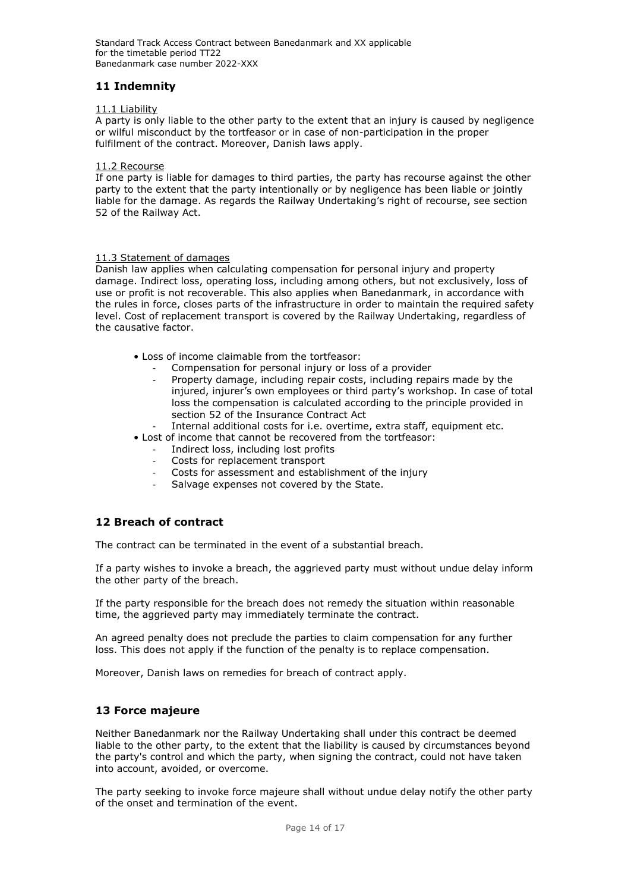## 11 Indemnity

11.1 Liability

A party is only liable to the other party to the extent that an injury is caused by negligence or wilful misconduct by the tortfeasor or in case of non-participation in the proper fulfilment of the contract. Moreover, Danish laws apply.

11.2 Recourse

If one party is liable for damages to third parties, the party has recourse against the other party to the extent that the party intentionally or by negligence has been liable or jointly liable for the damage. As regards the Railway Undertaking's right of recourse, see section 52 of the Railway Act.

11.3 Statement of damages

Danish law applies when calculating compensation for personal injury and property damage. Indirect loss, operating loss, including among others, but not exclusively, loss of use or profit is not recoverable. This also applies when Banedanmark, in accordance with the rules in force, closes parts of the infrastructure in order to maintain the required safety level. Cost of replacement transport is covered by the Railway Undertaking, regardless of the causative factor.

- Loss of income claimable from the tortfeasor:
  - Compensation for personal injury or loss of a provider
  - Property damage, including repair costs, including repairs made by the injured, injurer's own employees or third party's workshop. In case of total loss the compensation is calculated according to the principle provided in section 52 of the Insurance Contract Act
  - Internal additional costs for i.e. overtime, extra staff, equipment etc.
- Lost of income that cannot be recovered from the tortfeasor:
  - Indirect loss, including lost profits
  - Costs for replacement transport
  - Costs for assessment and establishment of the injury
  - Salvage expenses not covered by the State.

## 12 Breach of contract

The contract can be terminated in the event of a substantial breach.

If a party wishes to invoke a breach, the aggrieved party must without undue delay inform the other party of the breach.

If the party responsible for the breach does not remedy the situation within reasonable time, the aggrieved party may immediately terminate the contract.

An agreed penalty does not preclude the parties to claim compensation for any further loss. This does not apply if the function of the penalty is to replace compensation.

Moreover, Danish laws on remedies for breach of contract apply.

## 13 Force majeure

Neither Banedanmark nor the Railway Undertaking shall under this contract be deemed liable to the other party, to the extent that the liability is caused by circumstances beyond the party's control and which the party, when signing the contract, could not have taken into account, avoided, or overcome.

The party seeking to invoke force majeure shall without undue delay notify the other party of the onset and termination of the event.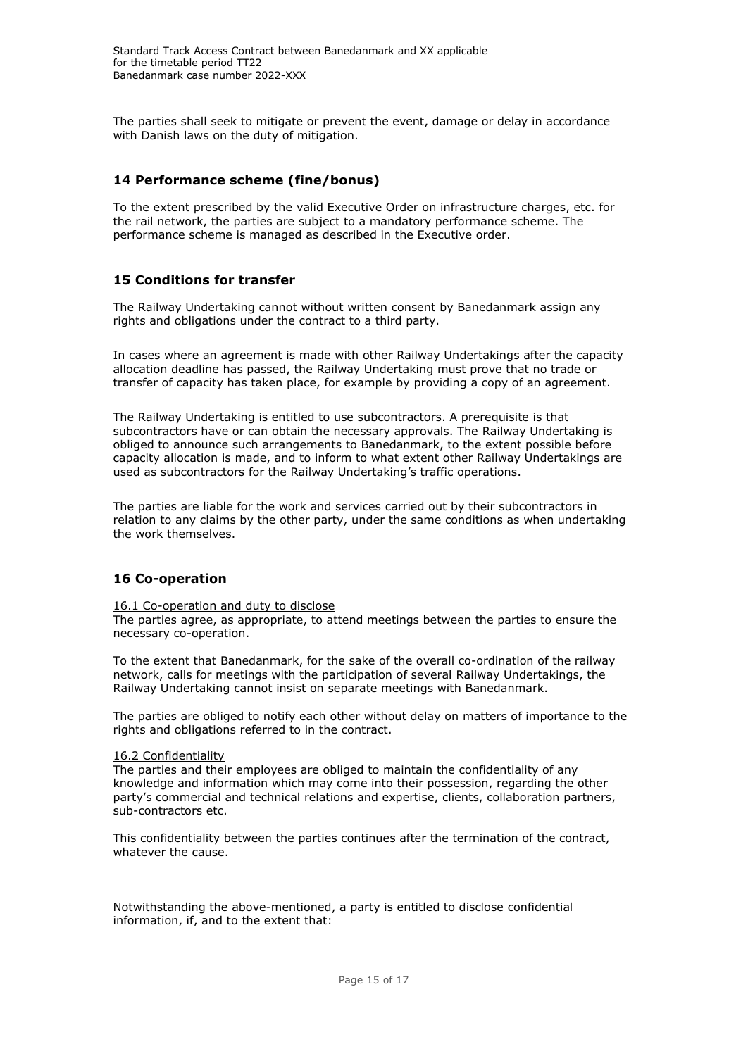The parties shall seek to mitigate or prevent the event, damage or delay in accordance with Danish laws on the duty of mitigation.

## 14 Performance scheme (fine/bonus)

To the extent prescribed by the valid Executive Order on infrastructure charges, etc. for the rail network, the parties are subject to a mandatory performance scheme. The performance scheme is managed as described in the Executive order.

## 15 Conditions for transfer

The Railway Undertaking cannot without written consent by Banedanmark assign any rights and obligations under the contract to a third party.

In cases where an agreement is made with other Railway Undertakings after the capacity allocation deadline has passed, the Railway Undertaking must prove that no trade or transfer of capacity has taken place, for example by providing a copy of an agreement.

The Railway Undertaking is entitled to use subcontractors. A prerequisite is that subcontractors have or can obtain the necessary approvals. The Railway Undertaking is obliged to announce such arrangements to Banedanmark, to the extent possible before capacity allocation is made, and to inform to what extent other Railway Undertakings are used as subcontractors for the Railway Undertaking's traffic operations.

The parties are liable for the work and services carried out by their subcontractors in relation to any claims by the other party, under the same conditions as when undertaking the work themselves.

## 16 Co-operation

16.1 Co-operation and duty to disclose

The parties agree, as appropriate, to attend meetings between the parties to ensure the necessary co-operation.

To the extent that Banedanmark, for the sake of the overall co-ordination of the railway network, calls for meetings with the participation of several Railway Undertakings, the Railway Undertaking cannot insist on separate meetings with Banedanmark.

The parties are obliged to notify each other without delay on matters of importance to the rights and obligations referred to in the contract.

16.2 Confidentiality

The parties and their employees are obliged to maintain the confidentiality of any knowledge and information which may come into their possession, regarding the other party's commercial and technical relations and expertise, clients, collaboration partners, sub-contractors etc.

This confidentiality between the parties continues after the termination of the contract, whatever the cause.

Notwithstanding the above-mentioned, a party is entitled to disclose confidential information, if, and to the extent that: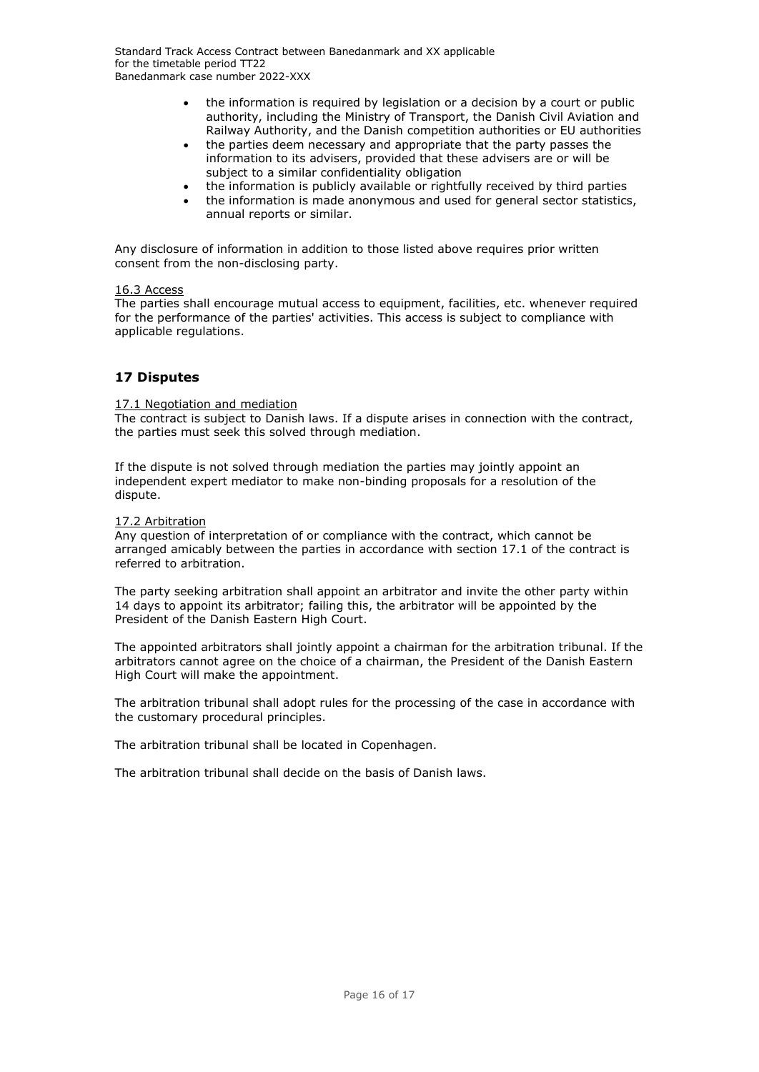- the information is required by legislation or a decision by a court or public authority, including the Ministry of Transport, the Danish Civil Aviation and Railway Authority, and the Danish competition authorities or EU authorities
- the parties deem necessary and appropriate that the party passes the information to its advisers, provided that these advisers are or will be subject to a similar confidentiality obligation
- the information is publicly available or rightfully received by third parties
- the information is made anonymous and used for general sector statistics, annual reports or similar.

Any disclosure of information in addition to those listed above requires prior written consent from the non-disclosing party.

16.3 Access

The parties shall encourage mutual access to equipment, facilities, etc. whenever required for the performance of the parties' activities. This access is subject to compliance with applicable regulations.

## 17 Disputes

17.1 Negotiation and mediation

The contract is subject to Danish laws. If a dispute arises in connection with the contract, the parties must seek this solved through mediation.

If the dispute is not solved through mediation the parties may jointly appoint an independent expert mediator to make non-binding proposals for a resolution of the dispute.

17.2 Arbitration

Any question of interpretation of or compliance with the contract, which cannot be arranged amicably between the parties in accordance with section 17.1 of the contract is referred to arbitration.

The party seeking arbitration shall appoint an arbitrator and invite the other party within 14 days to appoint its arbitrator; failing this, the arbitrator will be appointed by the President of the Danish Eastern High Court.

The appointed arbitrators shall jointly appoint a chairman for the arbitration tribunal. If the arbitrators cannot agree on the choice of a chairman, the President of the Danish Eastern High Court will make the appointment.

The arbitration tribunal shall adopt rules for the processing of the case in accordance with the customary procedural principles.

The arbitration tribunal shall be located in Copenhagen.

The arbitration tribunal shall decide on the basis of Danish laws.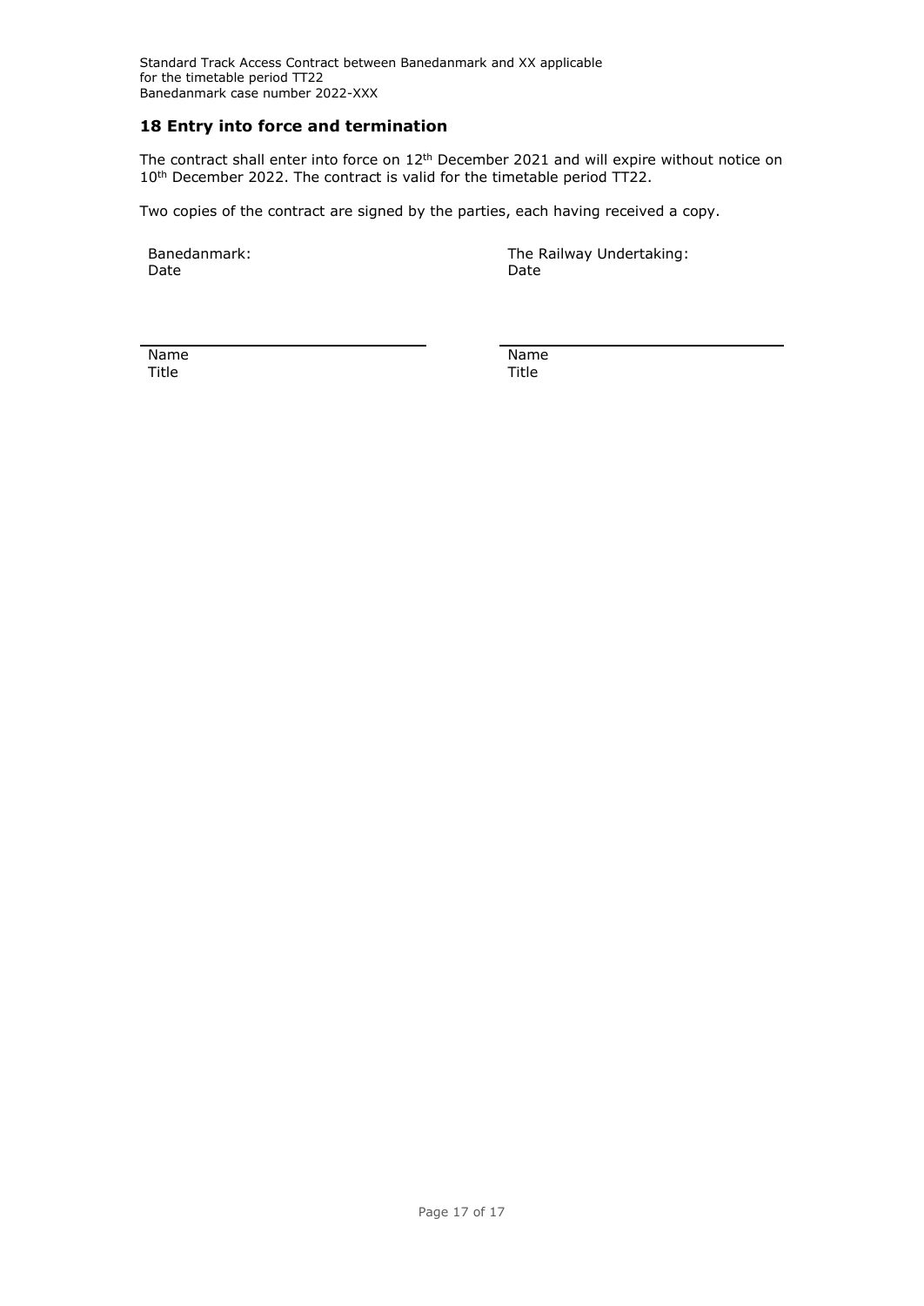## 18 Entry into force and termination

The contract shall enter into force on 12th December 2021 and will expire without notice on 10th December 2022. The contract is valid for the timetable period TT22.

Two copies of the contract are signed by the parties, each having received a copy.

| | |
|---|---|
| Banedanmark:<br>Date | The Railway Undertaking:<br>Date |
| ______________________________<br>Name<br>Title | ______________________________<br>Name<br>Title |